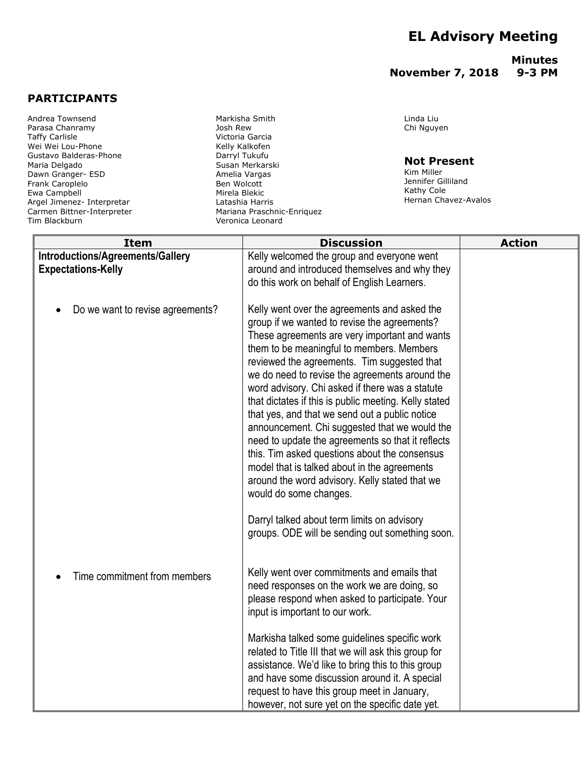# EL Advisory Meeting

**Minutes**
**November 7, 2018 9-3 PM**

## PARTICIPANTS

Andrea Townsend
Parasa Chanramy
Taffy Carlisle
Wei Wei Lou-Phone
Gustavo Balderas-Phone
Maria Delgado
Dawn Granger- ESD
Frank Caroplelo
Ewa Campbell
Argel Jimenez- Interpretar
Carmen Bittner-Interpreter
Tim Blackburn
Markisha Smith
Josh Rew
Victoria Garcia
Kelly Kalkofen
Darryl Tukufu
Susan Merkarski
Amelia Vargas
Ben Wolcott
Mirela Blekic
Latashia Harris
Mariana Praschnic-Enriquez
Veronica Leonard
Linda Liu
Chi Nguyen

### Not Present

Kim Miller
Jennifer Gilliland
Kathy Cole
Hernan Chavez-Avalos

| Item | Discussion | Action |
|---|---|---|
| **Introductions/Agreements/Gallery Expectations-Kelly** | Kelly welcomed the group and everyone went around and introduced themselves and why they do this work on behalf of English Learners. | |
| • Do we want to revise agreements? | Kelly went over the agreements and asked the group if we wanted to revise the agreements? These agreements are very important and wants them to be meaningful to members. Members reviewed the agreements. Tim suggested that we do need to revise the agreements around the word advisory. Chi asked if there was a statute that dictates if this is public meeting. Kelly stated that yes, and that we send out a public notice announcement. Chi suggested that we would the need to update the agreements so that it reflects this. Tim asked questions about the consensus model that is talked about in the agreements around the word advisory. Kelly stated that we would do some changes.<br><br>Darryl talked about term limits on advisory groups. ODE will be sending out something soon. | |
| • Time commitment from members | Kelly went over commitments and emails that need responses on the work we are doing, so please respond when asked to participate. Your input is important to our work.<br><br>Markisha talked some guidelines specific work related to Title III that we will ask this group for assistance. We'd like to bring this to this group and have some discussion around it. A special request to have this group meet in January, however, not sure yet on the specific date yet. | |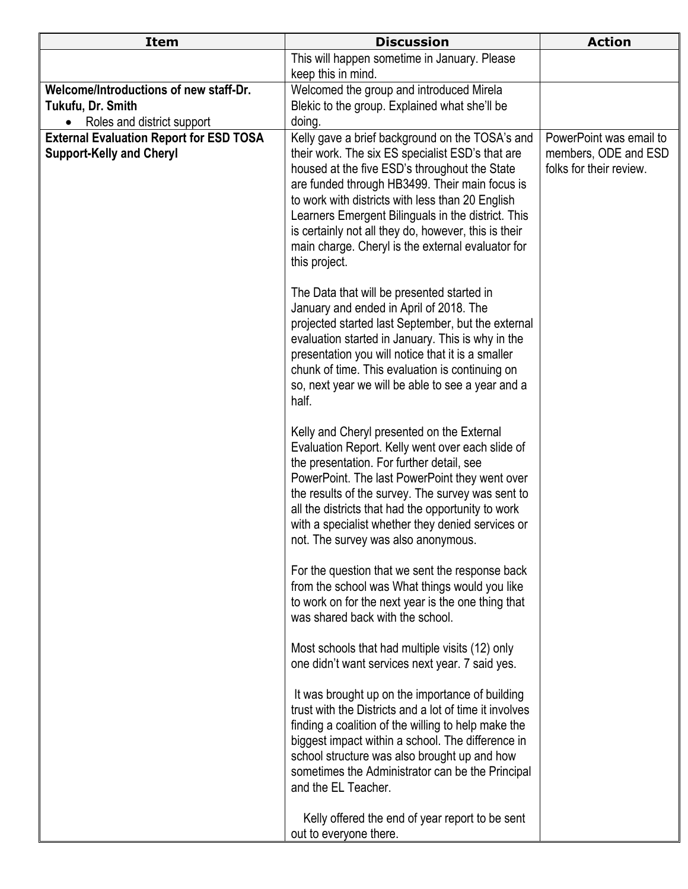| Item | Discussion | Action |
|---|---|---|
| | This will happen sometime in January. Please keep this in mind. | |
| **Welcome/Introductions of new staff-Dr. Tukufu, Dr. Smith**<br>• Roles and district support | Welcomed the group and introduced Mirela Blekic to the group. Explained what she'll be doing. | |
| **External Evaluation Report for ESD TOSA Support-Kelly and Cheryl** | Kelly gave a brief background on the TOSA's and their work. The six ES specialist ESD's that are housed at the five ESD's throughout the State are funded through HB3499. Their main focus is to work with districts with less than 20 English Learners Emergent Bilinguals in the district. This is certainly not all they do, however, this is their main charge. Cheryl is the external evaluator for this project.<br><br>The Data that will be presented started in January and ended in April of 2018. The projected started last September, but the external evaluation started in January. This is why in the presentation you will notice that it is a smaller chunk of time. This evaluation is continuing on so, next year we will be able to see a year and a half.<br><br>Kelly and Cheryl presented on the External Evaluation Report. Kelly went over each slide of the presentation. For further detail, see PowerPoint. The last PowerPoint they went over the results of the survey. The survey was sent to all the districts that had the opportunity to work with a specialist whether they denied services or not. The survey was also anonymous.<br><br>For the question that we sent the response back from the school was What things would you like to work on for the next year is the one thing that was shared back with the school.<br><br>Most schools that had multiple visits (12) only one didn't want services next year. 7 said yes.<br><br>It was brought up on the importance of building trust with the Districts and a lot of time it involves finding a coalition of the willing to help make the biggest impact within a school. The difference in school structure was also brought up and how sometimes the Administrator can be the Principal and the EL Teacher.<br><br>Kelly offered the end of year report to be sent out to everyone there. | PowerPoint was email to members, ODE and ESD folks for their review. |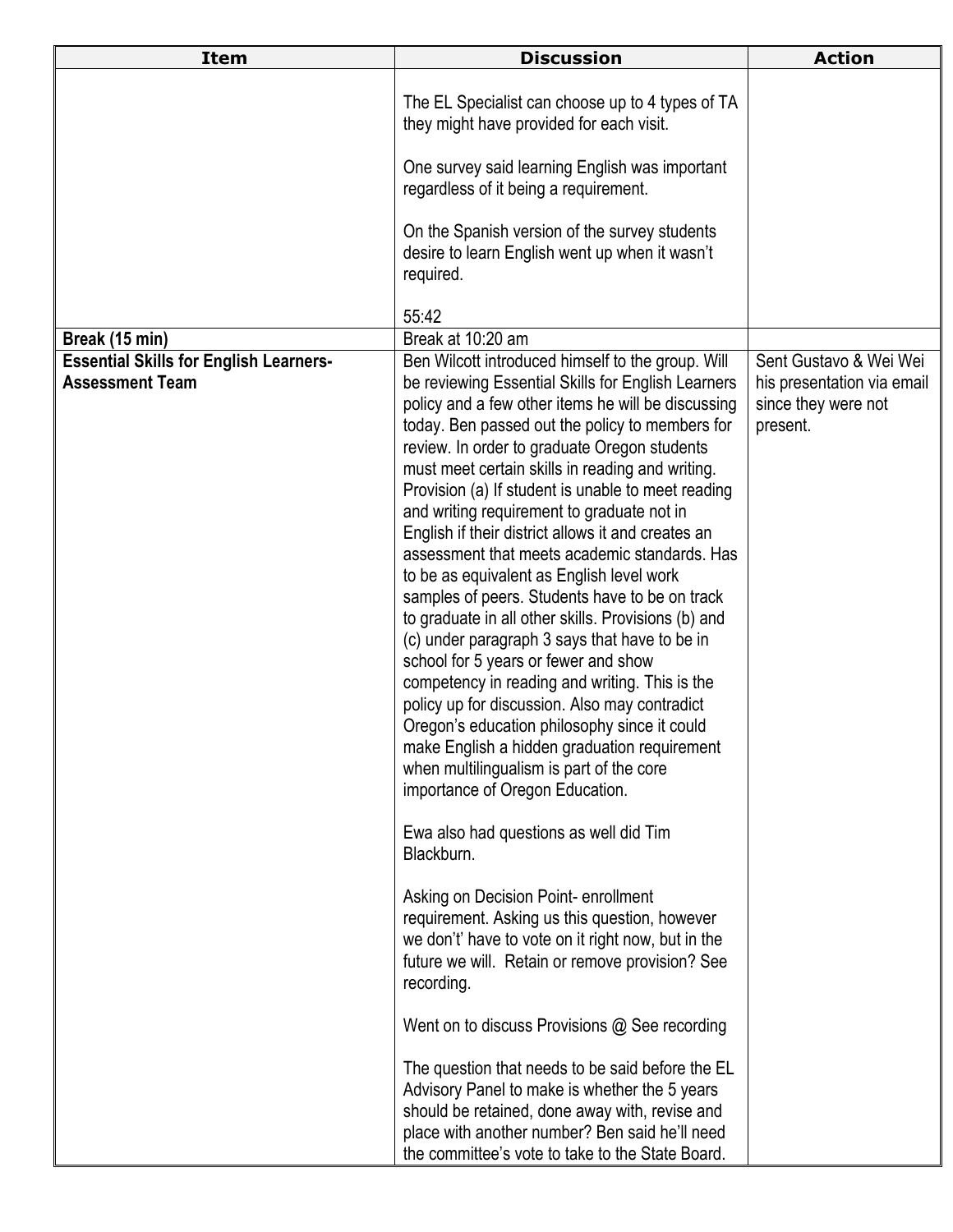| Item | Discussion | Action |
| --- | --- | --- |
| | The EL Specialist can choose up to 4 types of TA they might have provided for each visit.<br><br>One survey said learning English was important regardless of it being a requirement.<br><br>On the Spanish version of the survey students desire to learn English went up when it wasn't required.<br><br>55:42 | |
| **Break (15 min)** | Break at 10:20 am | |
| **Essential Skills for English Learners-Assessment Team** | Ben Wilcott introduced himself to the group. Will be reviewing Essential Skills for English Learners policy and a few other items he will be discussing today. Ben passed out the policy to members for review. In order to graduate Oregon students must meet certain skills in reading and writing. Provision (a) If student is unable to meet reading and writing requirement to graduate not in English if their district allows it and creates an assessment that meets academic standards. Has to be as equivalent as English level work samples of peers. Students have to be on track to graduate in all other skills. Provisions (b) and (c) under paragraph 3 says that have to be in school for 5 years or fewer and show competency in reading and writing. This is the policy up for discussion. Also may contradict Oregon's education philosophy since it could make English a hidden graduation requirement when multilingualism is part of the core importance of Oregon Education.<br><br>Ewa also had questions as well did Tim Blackburn.<br><br>Asking on Decision Point- enrollment requirement. Asking us this question, however we don't' have to vote on it right now, but in the future we will. Retain or remove provision? See recording.<br><br>Went on to discuss Provisions @ See recording<br><br>The question that needs to be said before the EL Advisory Panel to make is whether the 5 years should be retained, done away with, revise and place with another number? Ben said he'll need the committee's vote to take to the State Board. | Sent Gustavo & Wei Wei his presentation via email since they were not present. |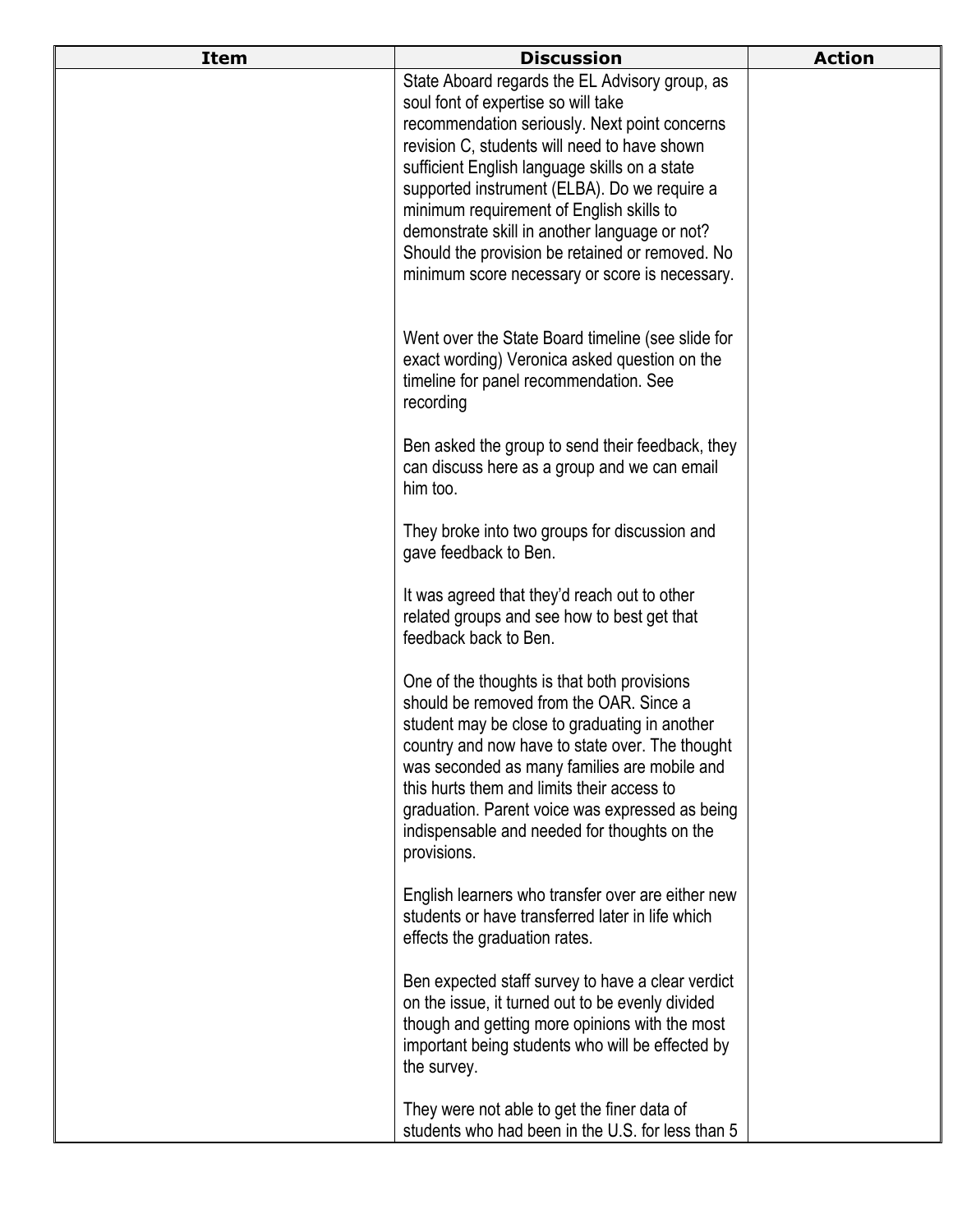| Item | Discussion | Action |
|---|---|---|
| | State Aboard regards the EL Advisory group, as soul font of expertise so will take recommendation seriously. Next point concerns revision C, students will need to have shown sufficient English language skills on a state supported instrument (ELBA). Do we require a minimum requirement of English skills to demonstrate skill in another language or not? Should the provision be retained or removed. No minimum score necessary or score is necessary.<br><br>Went over the State Board timeline (see slide for exact wording) Veronica asked question on the timeline for panel recommendation. See recording<br><br>Ben asked the group to send their feedback, they can discuss here as a group and we can email him too.<br><br>They broke into two groups for discussion and gave feedback to Ben.<br><br>It was agreed that they'd reach out to other related groups and see how to best get that feedback back to Ben.<br><br>One of the thoughts is that both provisions should be removed from the OAR. Since a student may be close to graduating in another country and now have to state over. The thought was seconded as many families are mobile and this hurts them and limits their access to graduation. Parent voice was expressed as being indispensable and needed for thoughts on the provisions.<br><br>English learners who transfer over are either new students or have transferred later in life which effects the graduation rates.<br><br>Ben expected staff survey to have a clear verdict on the issue, it turned out to be evenly divided though and getting more opinions with the most important being students who will be effected by the survey.<br><br>They were not able to get the finer data of students who had been in the U.S. for less than 5 | |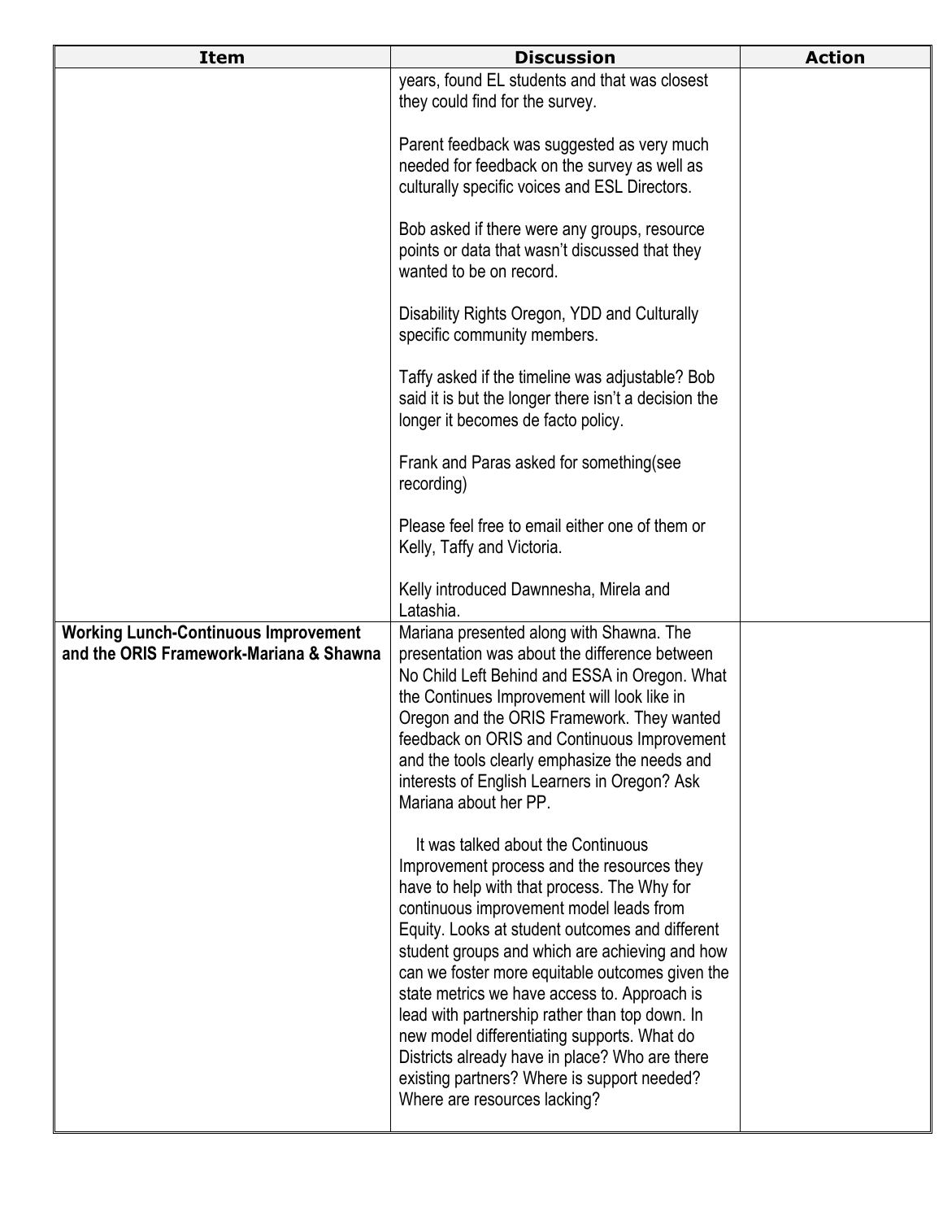| Item | Discussion | Action |
|---|---|---|
| | years, found EL students and that was closest they could find for the survey.<br><br>Parent feedback was suggested as very much needed for feedback on the survey as well as culturally specific voices and ESL Directors.<br><br>Bob asked if there were any groups, resource points or data that wasn't discussed that they wanted to be on record.<br><br>Disability Rights Oregon, YDD and Culturally specific community members.<br><br>Taffy asked if the timeline was adjustable? Bob said it is but the longer there isn't a decision the longer it becomes de facto policy.<br><br>Frank and Paras asked for something(see recording)<br><br>Please feel free to email either one of them or Kelly, Taffy and Victoria.<br><br>Kelly introduced Dawnnesha, Mirela and Latashia. | |
| **Working Lunch-Continuous Improvement and the ORIS Framework-Mariana & Shawna** | Mariana presented along with Shawna. The presentation was about the difference between No Child Left Behind and ESSA in Oregon. What the Continues Improvement will look like in Oregon and the ORIS Framework. They wanted feedback on ORIS and Continuous Improvement and the tools clearly emphasize the needs and interests of English Learners in Oregon? Ask Mariana about her PP.<br><br>It was talked about the Continuous Improvement process and the resources they have to help with that process. The Why for continuous improvement model leads from Equity. Looks at student outcomes and different student groups and which are achieving and how can we foster more equitable outcomes given the state metrics we have access to. Approach is lead with partnership rather than top down. In new model differentiating supports. What do Districts already have in place? Who are there existing partners? Where is support needed? Where are resources lacking? | |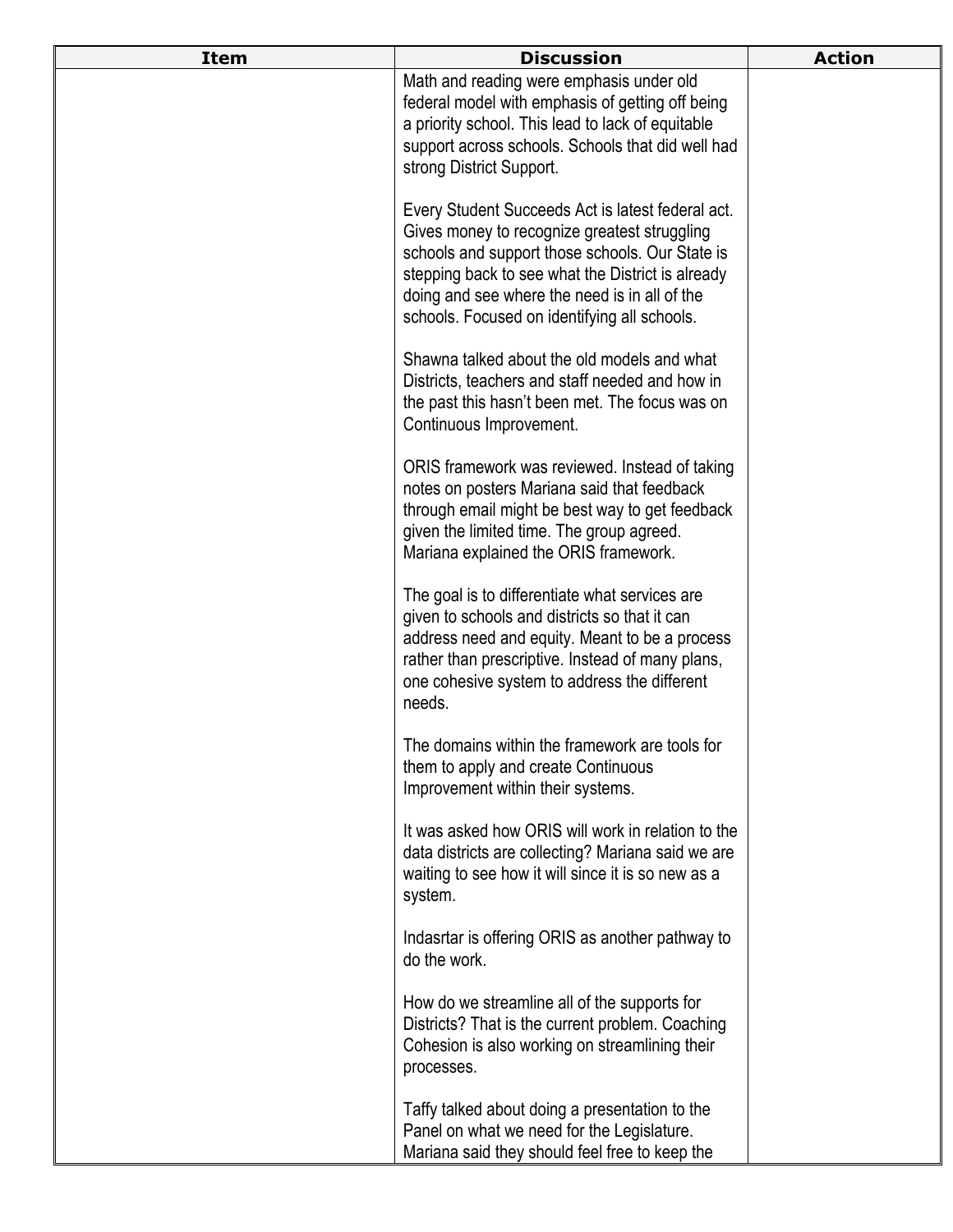| Item | Discussion | Action |
| --- | --- | --- |
| | Math and reading were emphasis under old federal model with emphasis of getting off being a priority school. This lead to lack of equitable support across schools. Schools that did well had strong District Support.<br><br>Every Student Succeeds Act is latest federal act. Gives money to recognize greatest struggling schools and support those schools. Our State is stepping back to see what the District is already doing and see where the need is in all of the schools. Focused on identifying all schools.<br><br>Shawna talked about the old models and what Districts, teachers and staff needed and how in the past this hasn't been met. The focus was on Continuous Improvement.<br><br>ORIS framework was reviewed. Instead of taking notes on posters Mariana said that feedback through email might be best way to get feedback given the limited time. The group agreed. Mariana explained the ORIS framework.<br><br>The goal is to differentiate what services are given to schools and districts so that it can address need and equity. Meant to be a process rather than prescriptive. Instead of many plans, one cohesive system to address the different needs.<br><br>The domains within the framework are tools for them to apply and create Continuous Improvement within their systems.<br><br>It was asked how ORIS will work in relation to the data districts are collecting? Mariana said we are waiting to see how it will since it is so new as a system.<br><br>Indasrtar is offering ORIS as another pathway to do the work.<br><br>How do we streamline all of the supports for Districts? That is the current problem. Coaching Cohesion is also working on streamlining their processes.<br><br>Taffy talked about doing a presentation to the Panel on what we need for the Legislature. Mariana said they should feel free to keep the | |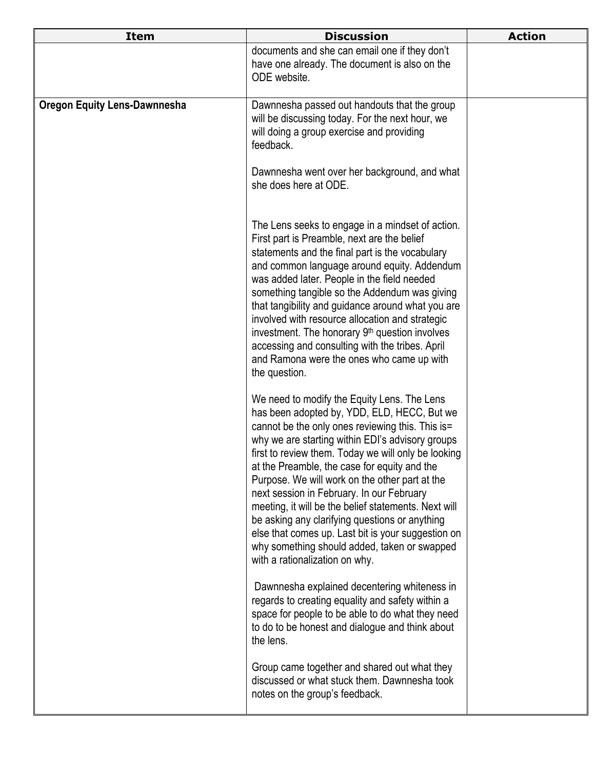| Item | Discussion | Action |
|---|---|---|
| | documents and she can email one if they don't have one already. The document is also on the ODE website. | |
| **Oregon Equity Lens-Dawnnesha** | Dawnnesha passed out handouts that the group will be discussing today. For the next hour, we will doing a group exercise and providing feedback.<br><br>Dawnnesha went over her background, and what she does here at ODE.<br><br>The Lens seeks to engage in a mindset of action. First part is Preamble, next are the belief statements and the final part is the vocabulary and common language around equity. Addendum was added later. People in the field needed something tangible so the Addendum was giving that tangibility and guidance around what you are involved with resource allocation and strategic investment. The honorary 9th question involves accessing and consulting with the tribes. April and Ramona were the ones who came up with the question.<br><br>We need to modify the Equity Lens. The Lens has been adopted by, YDD, ELD, HECC, But we cannot be the only ones reviewing this. This is= why we are starting within EDI's advisory groups first to review them. Today we will only be looking at the Preamble, the case for equity and the Purpose. We will work on the other part at the next session in February. In our February meeting, it will be the belief statements. Next will be asking any clarifying questions or anything else that comes up. Last bit is your suggestion on why something should added, taken or swapped with a rationalization on why.<br><br>Dawnnesha explained decentering whiteness in regards to creating equality and safety within a space for people to be able to do what they need to do to be honest and dialogue and think about the lens.<br><br>Group came together and shared out what they discussed or what stuck them. Dawnnesha took notes on the group's feedback. | |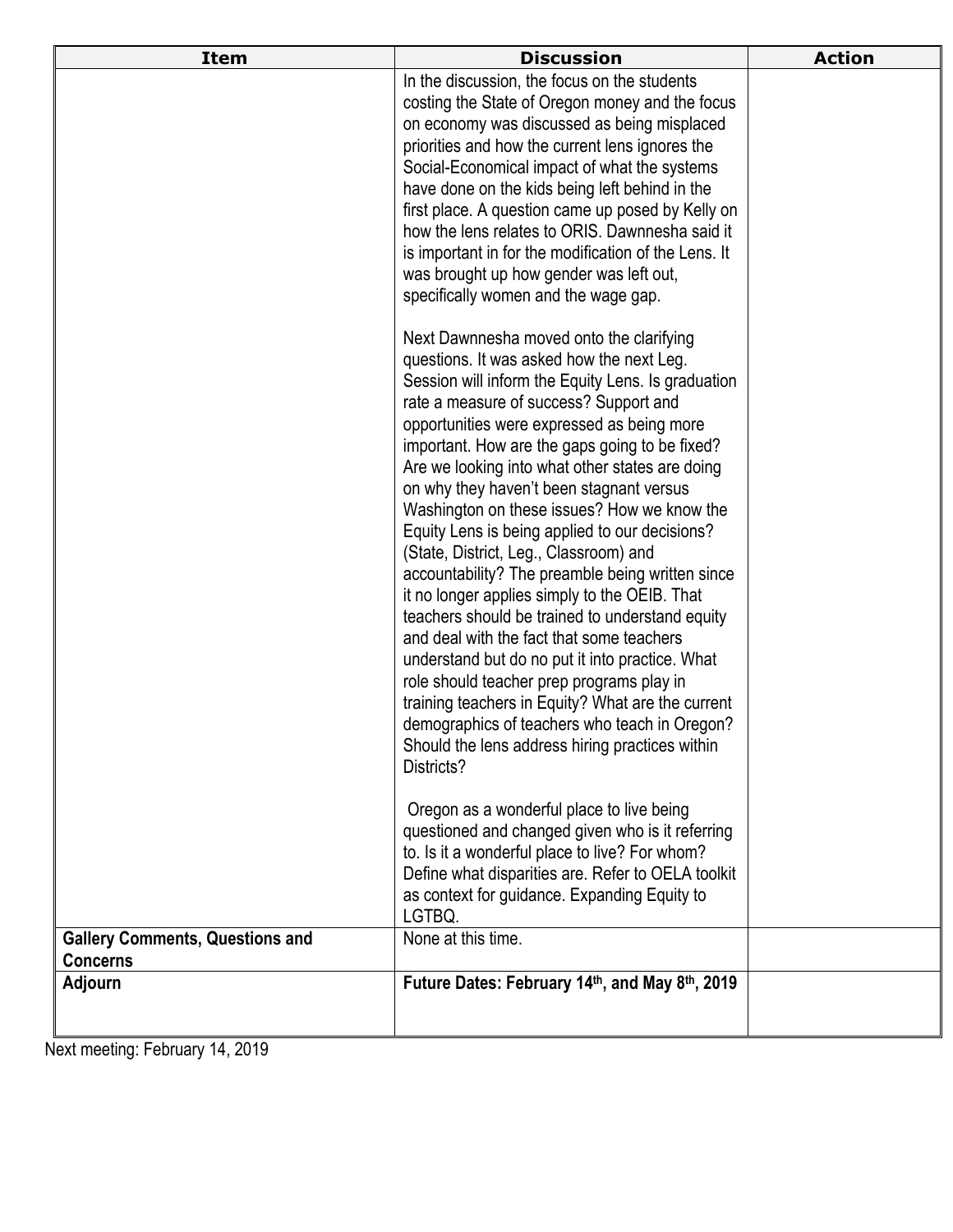| Item | Discussion | Action |
|---|---|---|
| | In the discussion, the focus on the students costing the State of Oregon money and the focus on economy was discussed as being misplaced priorities and how the current lens ignores the Social-Economical impact of what the systems have done on the kids being left behind in the first place. A question came up posed by Kelly on how the lens relates to ORIS. Dawnnesha said it is important in for the modification of the Lens. It was brought up how gender was left out, specifically women and the wage gap.<br><br>Next Dawnnesha moved onto the clarifying questions. It was asked how the next Leg. Session will inform the Equity Lens. Is graduation rate a measure of success? Support and opportunities were expressed as being more important. How are the gaps going to be fixed? Are we looking into what other states are doing on why they haven't been stagnant versus Washington on these issues? How we know the Equity Lens is being applied to our decisions? (State, District, Leg., Classroom) and accountability? The preamble being written since it no longer applies simply to the OEIB. That teachers should be trained to understand equity and deal with the fact that some teachers understand but do no put it into practice. What role should teacher prep programs play in training teachers in Equity? What are the current demographics of teachers who teach in Oregon? Should the lens address hiring practices within Districts?<br><br>Oregon as a wonderful place to live being questioned and changed given who is it referring to. Is it a wonderful place to live? For whom? Define what disparities are. Refer to OELA toolkit as context for guidance. Expanding Equity to LGTBQ. | |
| **Gallery Comments, Questions and Concerns** | None at this time. | |
| **Adjourn** | **Future Dates: February 14th, and May 8th, 2019** | |

Next meeting: February 14, 2019